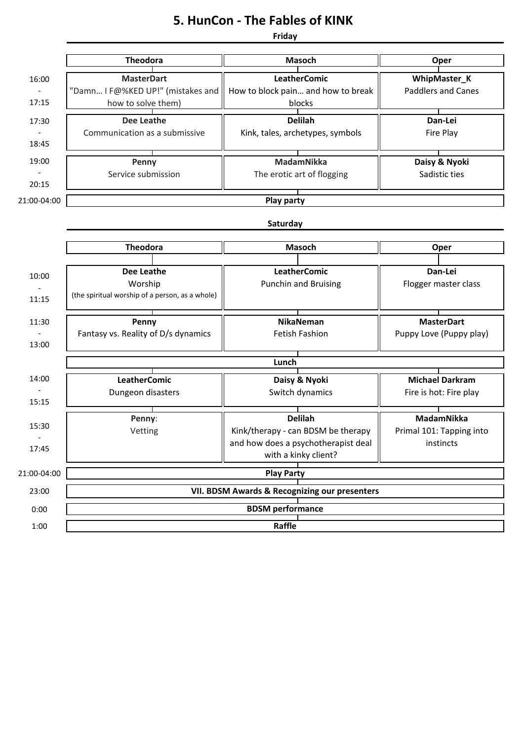# 5. HunCon - The Fables of KINK

## Friday

| | Theodora | Masoch | Oper |
|---|---|---|---|
| 16:00 - 17:15 | **MasterDart** "Damn… I F@%KED UP!" (mistakes and how to solve them) | **LeatherComic** How to block pain… and how to break blocks | **WhipMaster_K** Paddlers and Canes |
| 17:30 - 18:45 | **Dee Leathe** Communication as a submissive | **Delilah** Kink, tales, archetypes, symbols | **Dan-Lei** Fire Play |
| 19:00 - 20:15 | **Penny** Service submission | **MadamNikka** The erotic art of flogging | **Daisy & Nyoki** Sadistic ties |
| 21:00-04:00 | **Play party** | | |

## Saturday

| | Theodora | Masoch | Oper |
|---|---|---|---|
| 10:00 - 11:15 | **Dee Leathe** Worship (the spiritual worship of a person, as a whole) | **LeatherComic** Punchin and Bruising | **Dan-Lei** Flogger master class |
| 11:30 - 13:00 | **Penny** Fantasy vs. Reality of D/s dynamics | **NikaNeman** Fetish Fashion | **MasterDart** Puppy Love (Puppy play) |
| | **Lunch** | | |
| 14:00 - 15:15 | **LeatherComic** Dungeon disasters | **Daisy & Nyoki** Switch dynamics | **Michael Darkram** Fire is hot: Fire play |
| 15:30 - 17:45 | **Penny**: Vetting | **Delilah** Kink/therapy - can BDSM be therapy and how does a psychotherapist deal with a kinky client? | **MadamNikka** Primal 101: Tapping into instincts |
| 21:00-04:00 | **Play Party** | | |
| 23:00 | **VII. BDSM Awards & Recognizing our presenters** | | |
| 0:00 | **BDSM performance** | | |
| 1:00 | **Raffle** | | |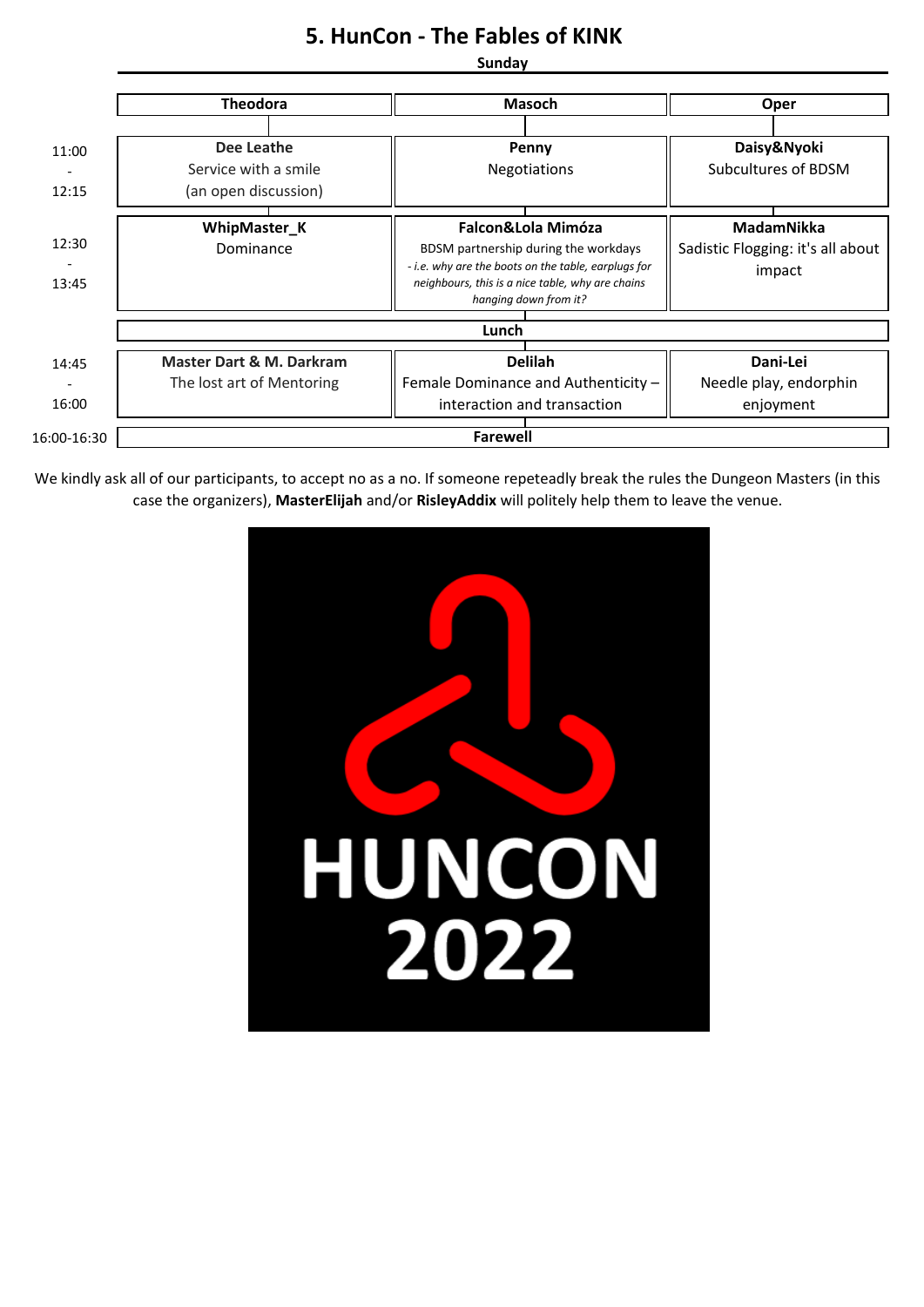# 5. HunCon - The Fables of KINK

**Sunday**

| | Theodora | Masoch | Oper |
|---|---|---|---|
| 11:00 - 12:15 | **Dee Leathe**<br>Service with a smile<br>(an open discussion) | **Penny**<br>Negotiations | **Daisy&Nyoki**<br>Subcultures of BDSM |
| 12:30 - 13:45 | **WhipMaster_K**<br>Dominance | **Falcon&Lola Mimóza**<br>BDSM partnership during the workdays<br>*- i.e. why are the boots on the table, earplugs for neighbours, this is a nice table, why are chains hanging down from it?* | **MadamNikka**<br>Sadistic Flogging: it's all about impact |
| | **Lunch** | | |
| 14:45 - 16:00 | **Master Dart & M. Darkram**<br>The lost art of Mentoring | **Delilah**<br>Female Dominance and Authenticity – interaction and transaction | **Dani-Lei**<br>Needle play, endorphin enjoyment |
| 16:00-16:30 | **Farewell** | | |

We kindly ask all of our participants, to accept no as a no. If someone repeteadly break the rules the Dungeon Masters (in this case the organizers), **MasterElijah** and/or **RisleyAddix** will politely help them to leave the venue.

HUNCON
2022